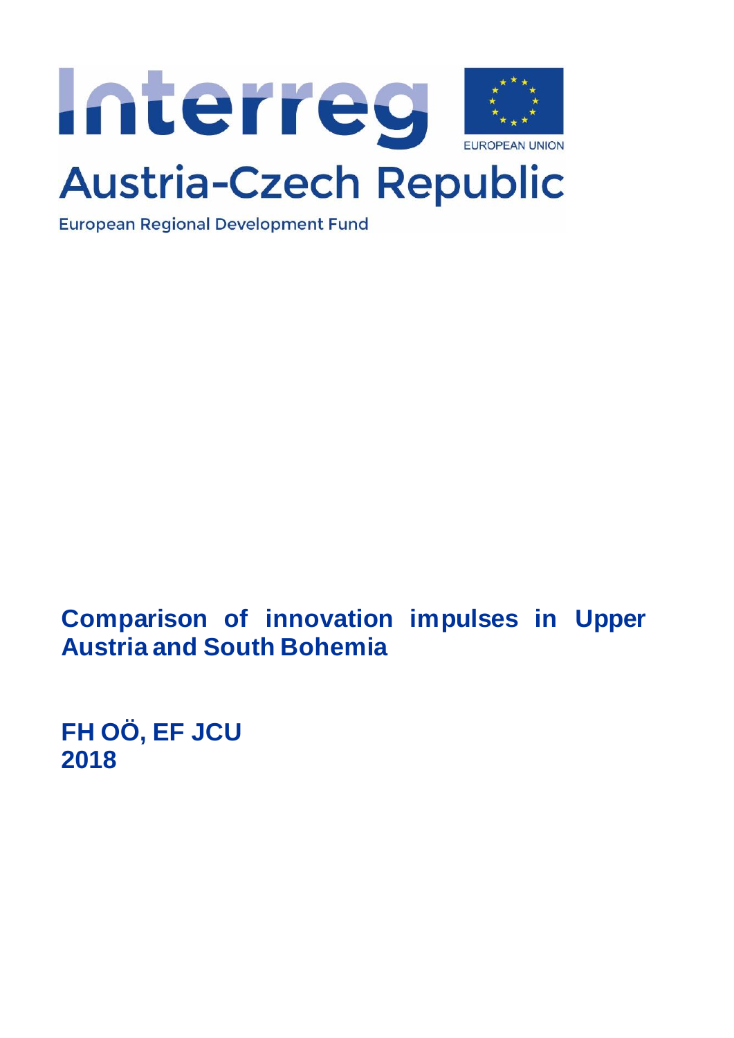Interreg

EUROPEAN UNION

Austria-Czech Republic

European Regional Development Fund

# Comparison of innovation impulses in Upper Austria and South Bohemia

**FH OÖ, EF JCU**
**2018**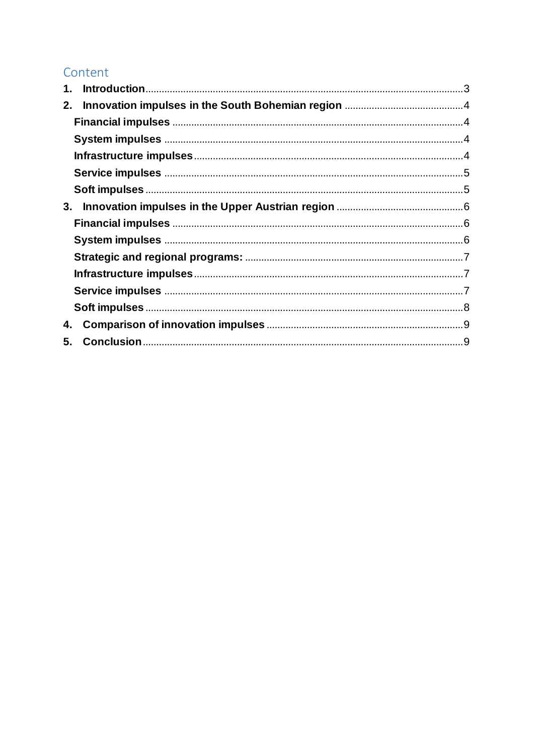## Content

1. **Introduction** ..... 3
2. **Innovation impulses in the South Bohemian region** ..... 4
   - **Financial impulses** ..... 4
   - **System impulses** ..... 4
   - **Infrastructure impulses** ..... 4
   - **Service impulses** ..... 5
   - **Soft impulses** ..... 5
3. **Innovation impulses in the Upper Austrian region** ..... 6
   - **Financial impulses** ..... 6
   - **System impulses** ..... 6
   - **Strategic and regional programs:** ..... 7
   - **Infrastructure impulses** ..... 7
   - **Service impulses** ..... 7
   - **Soft impulses** ..... 8
4. **Comparison of innovation impulses** ..... 9
5. **Conclusion** ..... 9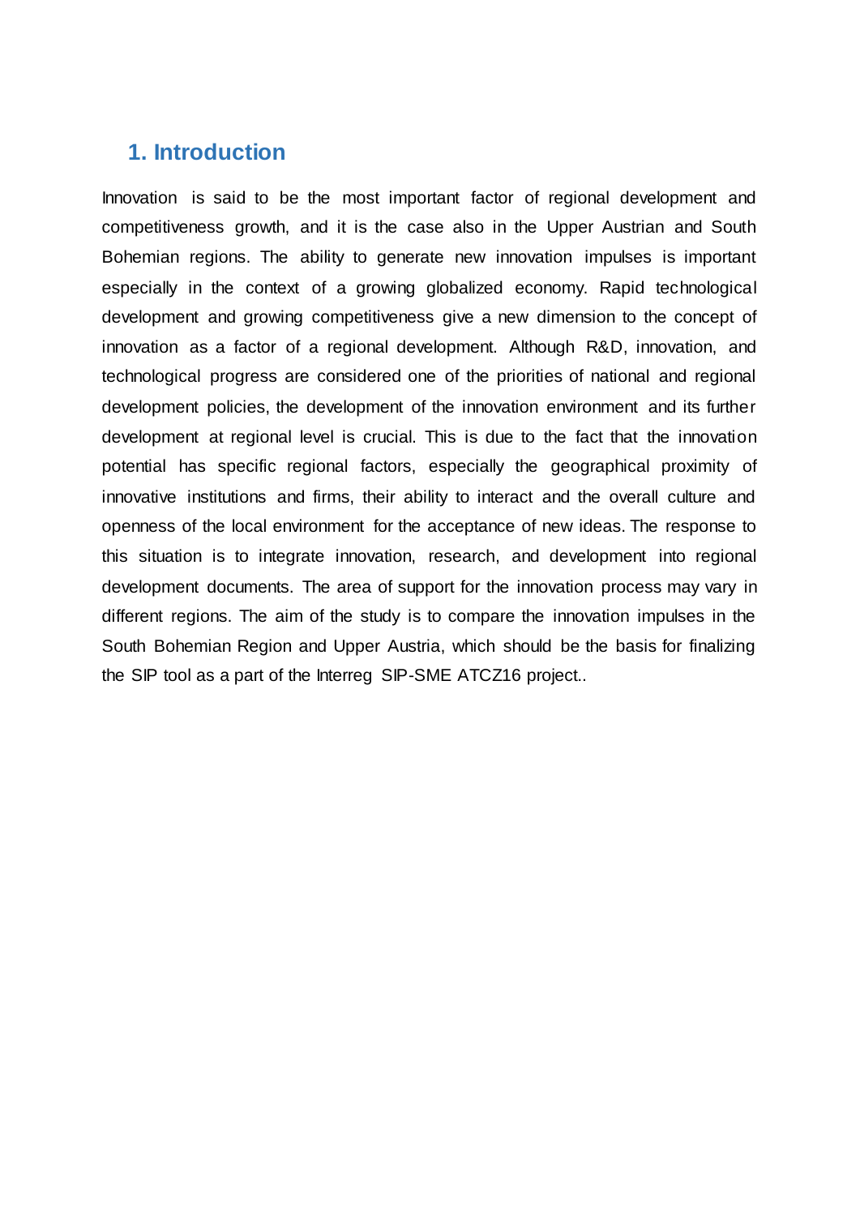# 1. Introduction

Innovation is said to be the most important factor of regional development and competitiveness growth, and it is the case also in the Upper Austrian and South Bohemian regions. The ability to generate new innovation impulses is important especially in the context of a growing globalized economy. Rapid technological development and growing competitiveness give a new dimension to the concept of innovation as a factor of a regional development. Although R&D, innovation, and technological progress are considered one of the priorities of national and regional development policies, the development of the innovation environment and its further development at regional level is crucial. This is due to the fact that the innovation potential has specific regional factors, especially the geographical proximity of innovative institutions and firms, their ability to interact and the overall culture and openness of the local environment for the acceptance of new ideas. The response to this situation is to integrate innovation, research, and development into regional development documents. The area of support for the innovation process may vary in different regions. The aim of the study is to compare the innovation impulses in the South Bohemian Region and Upper Austria, which should be the basis for finalizing the SIP tool as a part of the Interreg SIP-SME ATCZ16 project..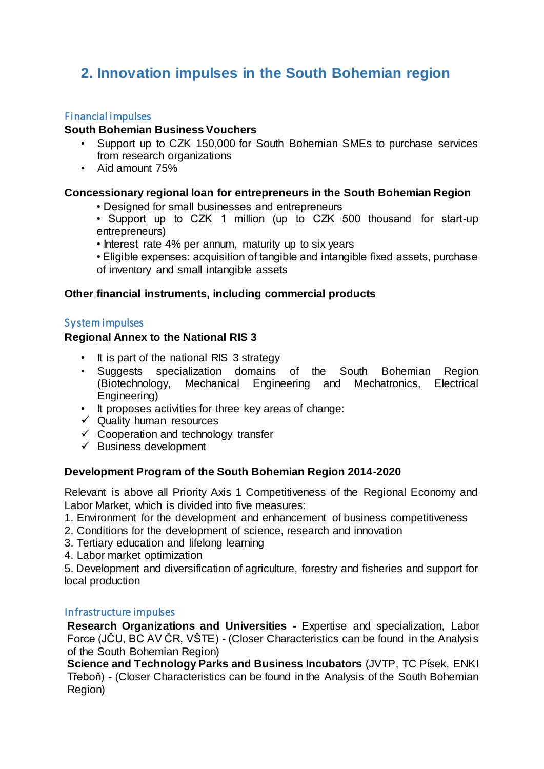## 2. Innovation impulses in the South Bohemian region

### Financial impulses

**South Bohemian Business Vouchers**

- Support up to CZK 150,000 for South Bohemian SMEs to purchase services from research organizations
- Aid amount 75%

**Concessionary regional loan for entrepreneurs in the South Bohemian Region**

- Designed for small businesses and entrepreneurs
- Support up to CZK 1 million (up to CZK 500 thousand for start-up entrepreneurs)
- Interest rate 4% per annum, maturity up to six years
- Eligible expenses: acquisition of tangible and intangible fixed assets, purchase of inventory and small intangible assets

**Other financial instruments, including commercial products**

### System impulses

**Regional Annex to the National RIS 3**

- It is part of the national RIS 3 strategy
- Suggests specialization domains of the South Bohemian Region (Biotechnology, Mechanical Engineering and Mechatronics, Electrical Engineering)
- It proposes activities for three key areas of change:
- ✓ Quality human resources
- ✓ Cooperation and technology transfer
- ✓ Business development

**Development Program of the South Bohemian Region 2014-2020**

Relevant is above all Priority Axis 1 Competitiveness of the Regional Economy and Labor Market, which is divided into five measures:

1. Environment for the development and enhancement of business competitiveness
2. Conditions for the development of science, research and innovation
3. Tertiary education and lifelong learning
4. Labor market optimization
5. Development and diversification of agriculture, forestry and fisheries and support for local production

### Infrastructure impulses

**Research Organizations and Universities -** Expertise and specialization, Labor Force (JČU, BC AV ČR, VŠTE) - (Closer Characteristics can be found in the Analysis of the South Bohemian Region)

**Science and Technology Parks and Business Incubators** (JVTP, TC Písek, ENKI Třeboň) - (Closer Characteristics can be found in the Analysis of the South Bohemian Region)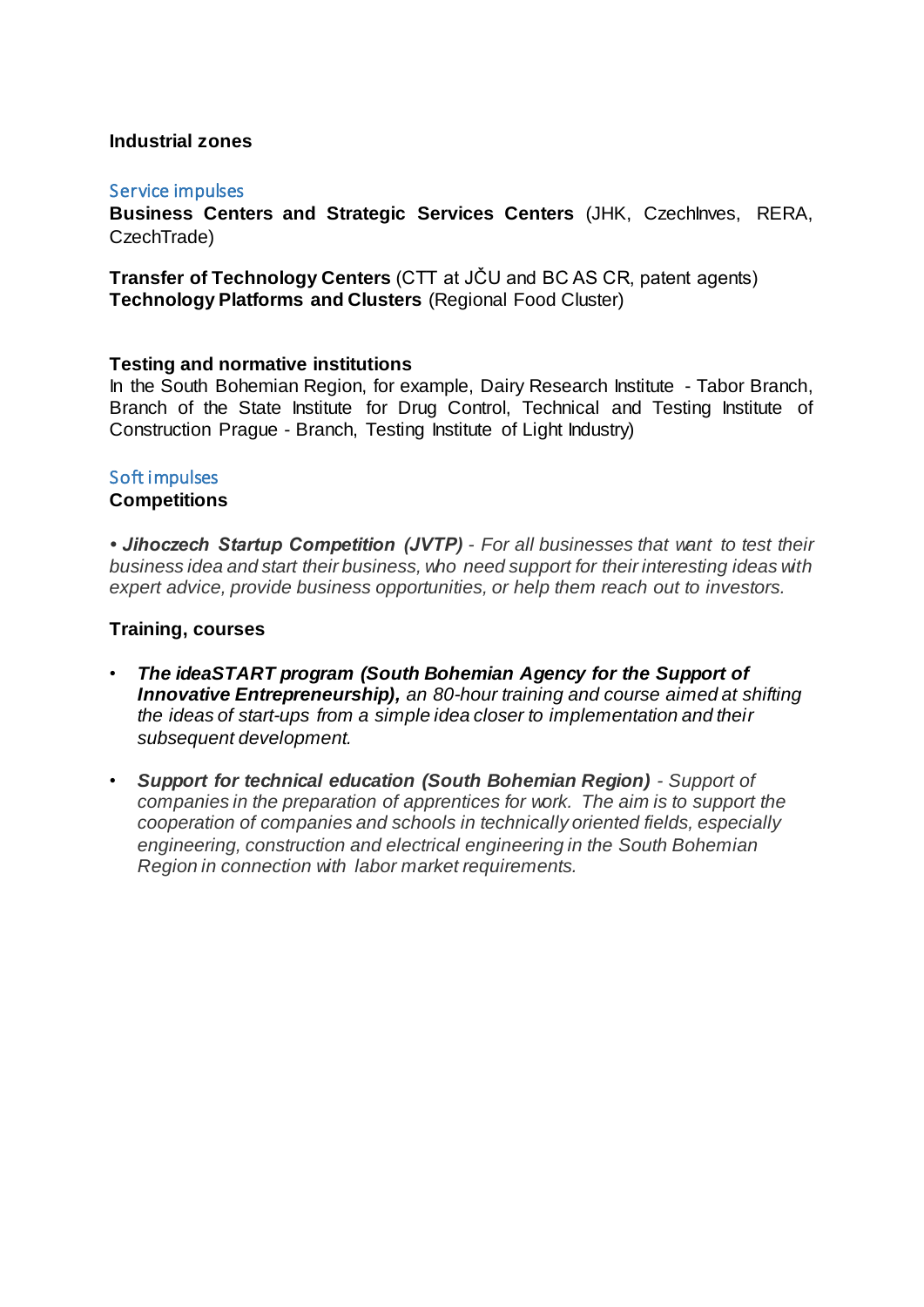**Industrial zones**

Service impulses

**Business Centers and Strategic Services Centers** (JHK, CzechInves, RERA, CzechTrade)

**Transfer of Technology Centers** (CTT at JČU and BC AS CR, patent agents)
**Technology Platforms and Clusters** (Regional Food Cluster)

**Testing and normative institutions**
In the South Bohemian Region, for example, Dairy Research Institute - Tabor Branch, Branch of the State Institute for Drug Control, Technical and Testing Institute of Construction Prague - Branch, Testing Institute of Light Industry)

Soft impulses

**Competitions**

• ***Jihoczech Startup Competition (JVTP)*** *- For all businesses that want to test their business idea and start their business, who need support for their interesting ideas with expert advice, provide business opportunities, or help them reach out to investors.*

**Training, courses**

- ***The ideaSTART program (South Bohemian Agency for the Support of Innovative Entrepreneurship),*** *an 80-hour training and course aimed at shifting the ideas of start-ups from a simple idea closer to implementation and their subsequent development.*

- ***Support for technical education (South Bohemian Region)*** *- Support of companies in the preparation of apprentices for work. The aim is to support the cooperation of companies and schools in technically oriented fields, especially engineering, construction and electrical engineering in the South Bohemian Region in connection with labor market requirements.*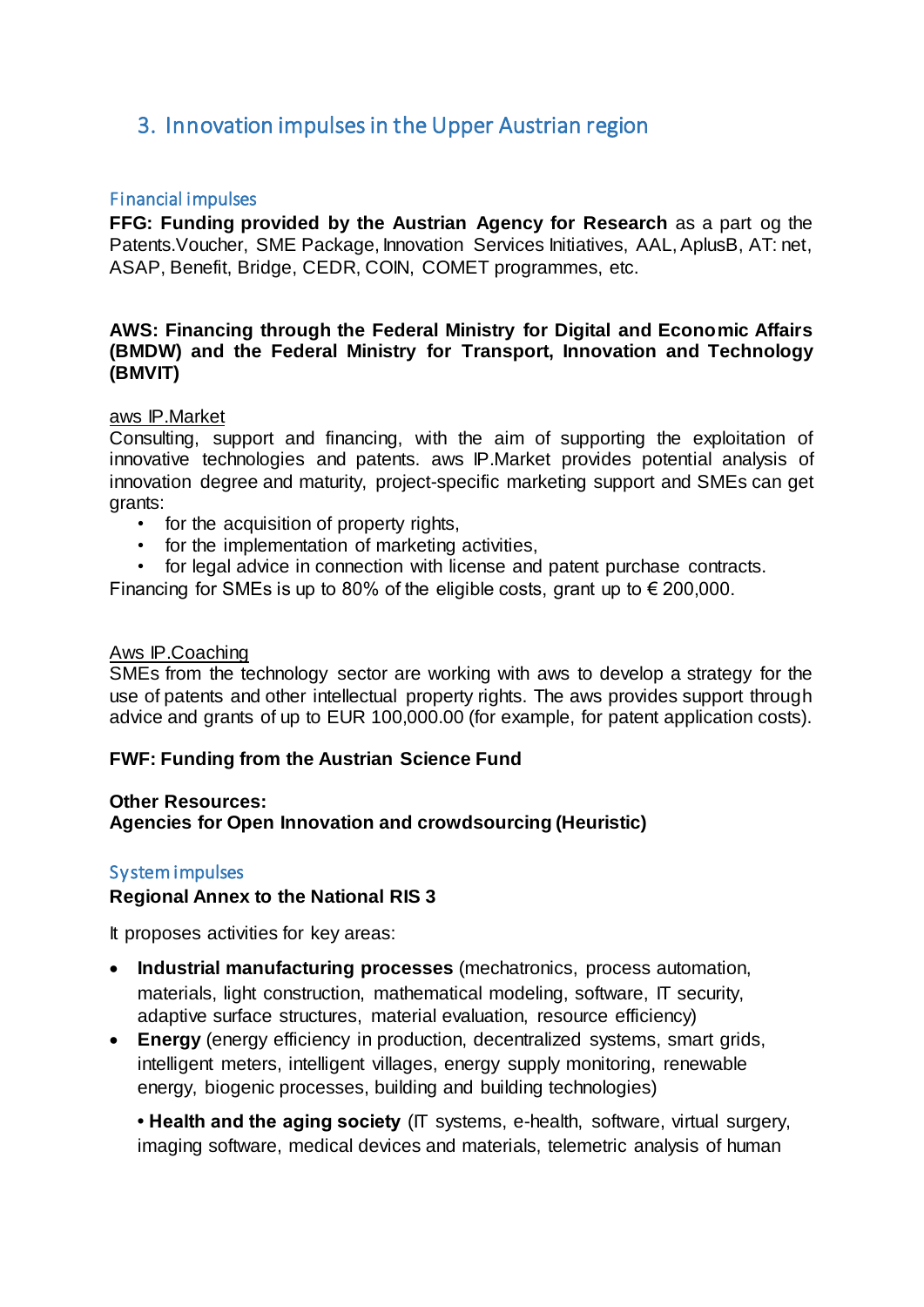## 3. Innovation impulses in the Upper Austrian region

### Financial impulses

**FFG: Funding provided by the Austrian Agency for Research** as a part og the Patents.Voucher, SME Package, Innovation Services Initiatives, AAL, AplusB, AT: net, ASAP, Benefit, Bridge, CEDR, COIN, COMET programmes, etc.

**AWS: Financing through the Federal Ministry for Digital and Economic Affairs (BMDW) and the Federal Ministry for Transport, Innovation and Technology (BMVIT)**

<u>aws IP.Market</u>

Consulting, support and financing, with the aim of supporting the exploitation of innovative technologies and patents. aws IP.Market provides potential analysis of innovation degree and maturity, project-specific marketing support and SMEs can get grants:

- for the acquisition of property rights,
- for the implementation of marketing activities,
- for legal advice in connection with license and patent purchase contracts.

Financing for SMEs is up to 80% of the eligible costs, grant up to € 200,000.

<u>Aws IP.Coaching</u>

SMEs from the technology sector are working with aws to develop a strategy for the use of patents and other intellectual property rights. The aws provides support through advice and grants of up to EUR 100,000.00 (for example, for patent application costs).

**FWF: Funding from the Austrian Science Fund**

**Other Resources:**
**Agencies for Open Innovation and crowdsourcing (Heuristic)**

### System impulses

**Regional Annex to the National RIS 3**

It proposes activities for key areas:

- **Industrial manufacturing processes** (mechatronics, process automation, materials, light construction, mathematical modeling, software, IT security, adaptive surface structures, material evaluation, resource efficiency)
- **Energy** (energy efficiency in production, decentralized systems, smart grids, intelligent meters, intelligent villages, energy supply monitoring, renewable energy, biogenic processes, building and building technologies)
- **Health and the aging society** (IT systems, e-health, software, virtual surgery, imaging software, medical devices and materials, telemetric analysis of human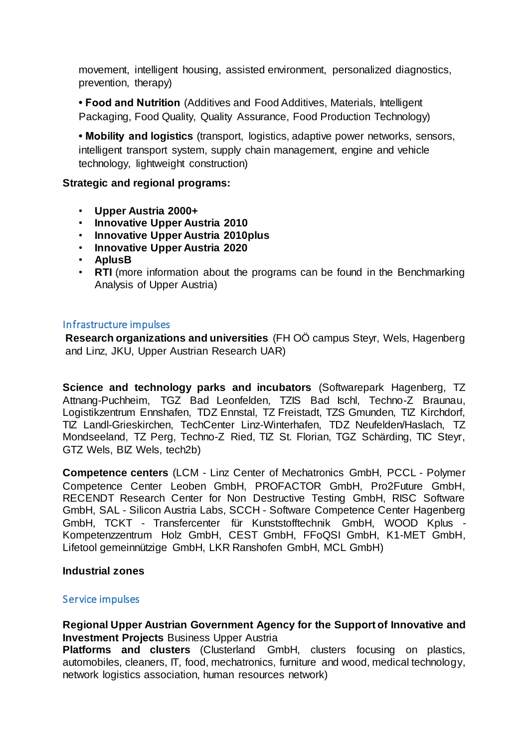movement, intelligent housing, assisted environment, personalized diagnostics, prevention, therapy)

• **Food and Nutrition** (Additives and Food Additives, Materials, Intelligent Packaging, Food Quality, Quality Assurance, Food Production Technology)

• **Mobility and logistics** (transport, logistics, adaptive power networks, sensors, intelligent transport system, supply chain management, engine and vehicle technology, lightweight construction)

**Strategic and regional programs:**

- **Upper Austria 2000+**
- **Innovative Upper Austria 2010**
- **Innovative Upper Austria 2010plus**
- **Innovative Upper Austria 2020**
- **AplusB**
- **RTI** (more information about the programs can be found in the Benchmarking Analysis of Upper Austria)

## Infrastructure impulses

**Research organizations and universities** (FH OÖ campus Steyr, Wels, Hagenberg and Linz, JKU, Upper Austrian Research UAR)

**Science and technology parks and incubators** (Softwarepark Hagenberg, TZ Attnang-Puchheim, TGZ Bad Leonfelden, TZIS Bad Ischl, Techno-Z Braunau, Logistikzentrum Ennshafen, TDZ Ennstal, TZ Freistadt, TZS Gmunden, TIZ Kirchdorf, TIZ Landl-Grieskirchen, TechCenter Linz-Winterhafen, TDZ Neufelden/Haslach, TZ Mondseeland, TZ Perg, Techno-Z Ried, TIZ St. Florian, TGZ Schärding, TIC Steyr, GTZ Wels, BIZ Wels, tech2b)

**Competence centers** (LCM - Linz Center of Mechatronics GmbH, PCCL - Polymer Competence Center Leoben GmbH, PROFACTOR GmbH, Pro2Future GmbH, RECENDT Research Center for Non Destructive Testing GmbH, RISC Software GmbH, SAL - Silicon Austria Labs, SCCH - Software Competence Center Hagenberg GmbH, TCKT - Transfercenter für Kunststofftechnik GmbH, WOOD Kplus - Kompetenzzentrum Holz GmbH, CEST GmbH, FFoQSI GmbH, K1-MET GmbH, Lifetool gemeinnützige GmbH, LKR Ranshofen GmbH, MCL GmbH)

**Industrial zones**

## Service impulses

**Regional Upper Austrian Government Agency for the Support of Innovative and Investment Projects** Business Upper Austria
**Platforms and clusters** (Clusterland GmbH, clusters focusing on plastics, automobiles, cleaners, IT, food, mechatronics, furniture and wood, medical technology, network logistics association, human resources network)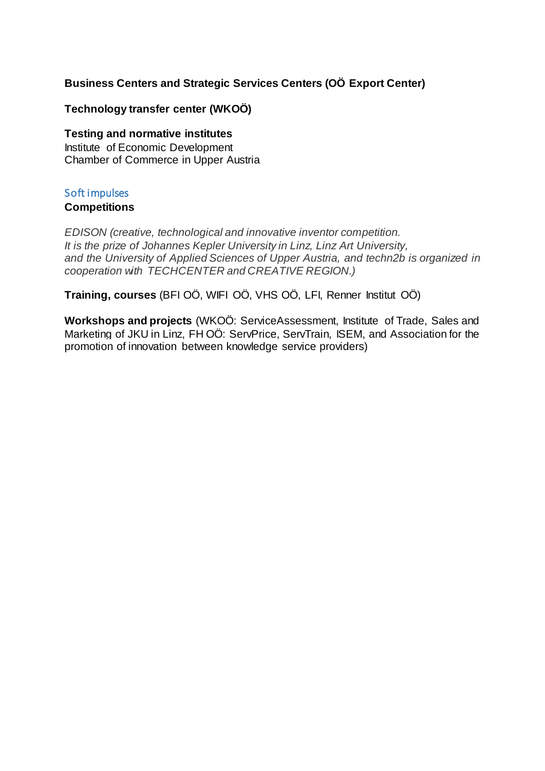**Business Centers and Strategic Services Centers (OÖ Export Center)**

**Technology transfer center (WKOÖ)**

**Testing and normative institutes**
Institute of Economic Development
Chamber of Commerce in Upper Austria

## Soft impulses

**Competitions**

*EDISON (creative, technological and innovative inventor competition. It is the prize of Johannes Kepler University in Linz, Linz Art University, and the University of Applied Sciences of Upper Austria, and techn2b is organized in cooperation with TECHCENTER and CREATIVE REGION.)*

**Training, courses** (BFI OÖ, WIFI OÖ, VHS OÖ, LFI, Renner Institut OÖ)

**Workshops and projects** (WKOÖ: ServiceAssessment, Institute of Trade, Sales and Marketing of JKU in Linz, FH OÖ: ServPrice, ServTrain, ISEM, and Association for the promotion of innovation between knowledge service providers)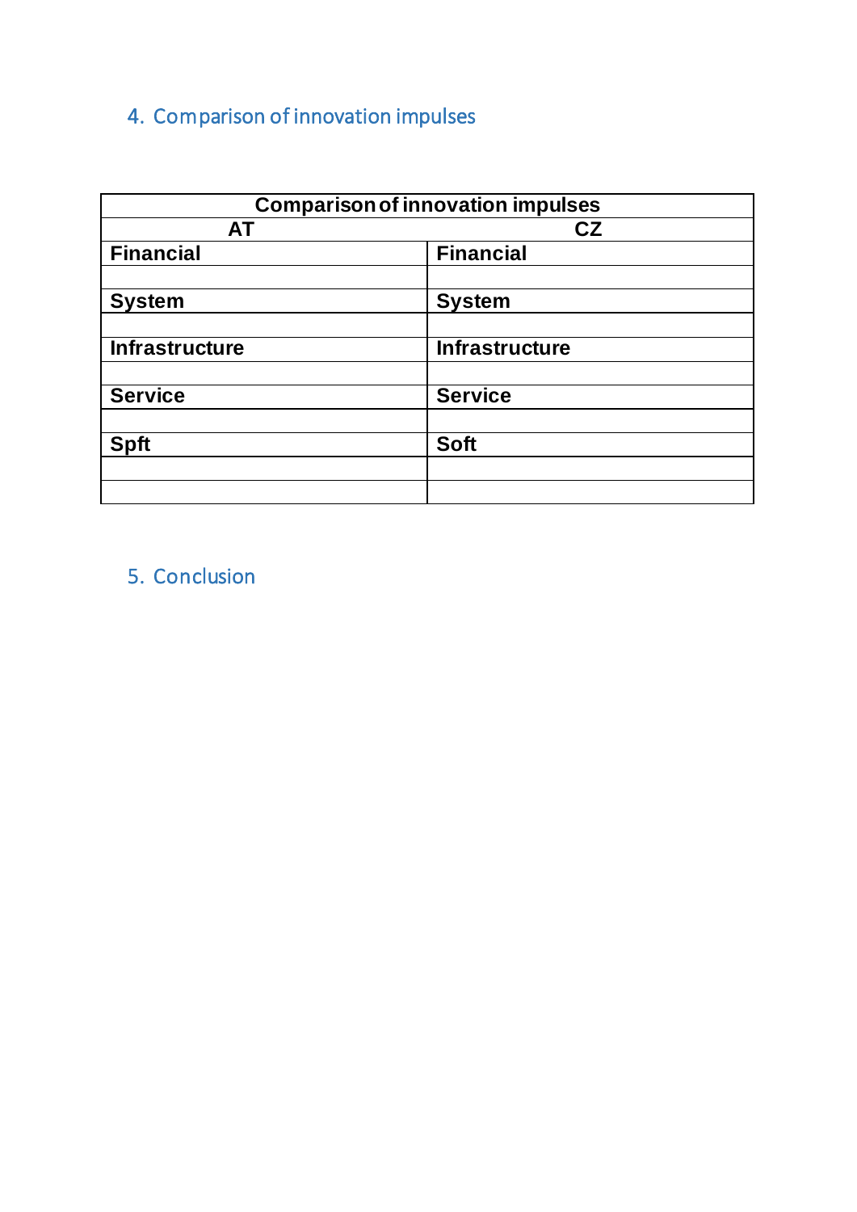## 4. Comparison of innovation impulses

| Comparison of innovation impulses | |
|---|---|
| **AT** | **CZ** |
| **Financial** | **Financial** |
| | |
| **System** | **System** |
| | |
| **Infrastructure** | **Infrastructure** |
| | |
| **Service** | **Service** |
| | |
| **Spft** | **Soft** |
| | |
| | |

## 5. Conclusion